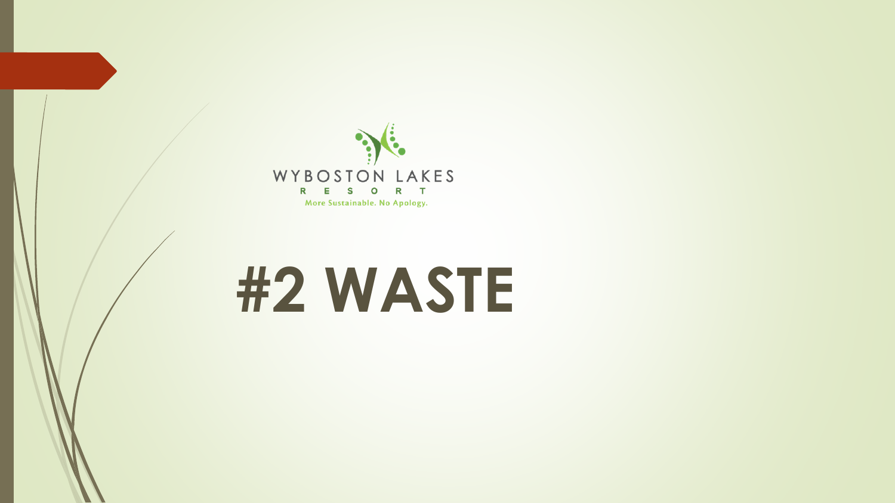WYBOSTON LAKES

RESORT

More Sustainable. No Apology.

# #2 WASTE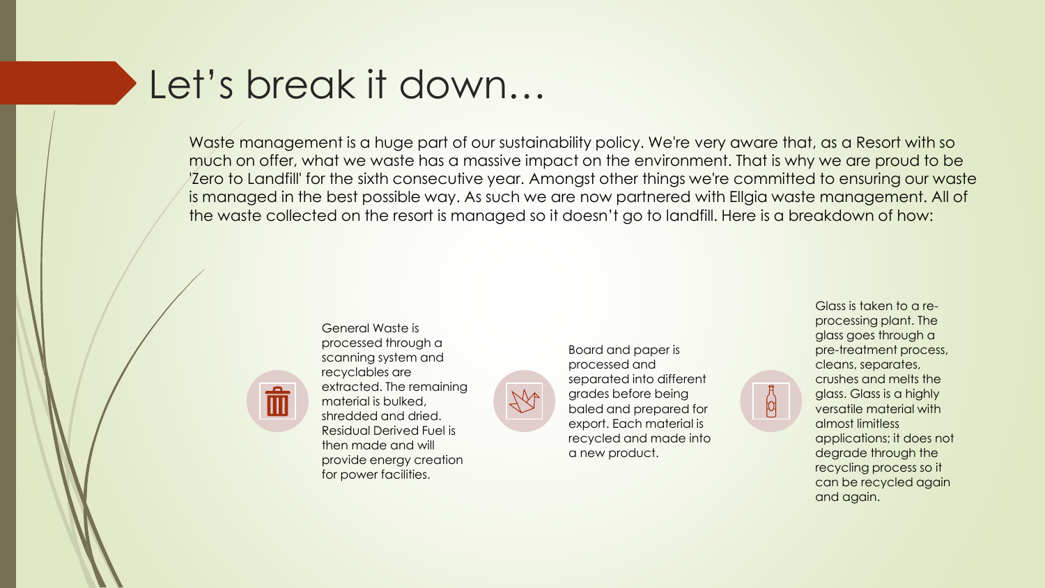# Let's break it down…

Waste management is a huge part of our sustainability policy. We're very aware that, as a Resort with so much on offer, what we waste has a massive impact on the environment. That is why we are proud to be 'Zero to Landfill' for the sixth consecutive year. Amongst other things we're committed to ensuring our waste is managed in the best possible way. As such we are now partnered with Ellgia waste management. All of the waste collected on the resort is managed so it doesn't go to landfill. Here is a breakdown of how:

General Waste is processed through a scanning system and recyclables are extracted. The remaining material is bulked, shredded and dried. Residual Derived Fuel is then made and will provide energy creation for power facilities.

Board and paper is processed and separated into different grades before being baled and prepared for export. Each material is recycled and made into a new product.

Glass is taken to a re-processing plant. The glass goes through a pre-treatment process, cleans, separates, crushes and melts the glass. Glass is a highly versatile material with almost limitless applications; it does not degrade through the recycling process so it can be recycled again and again.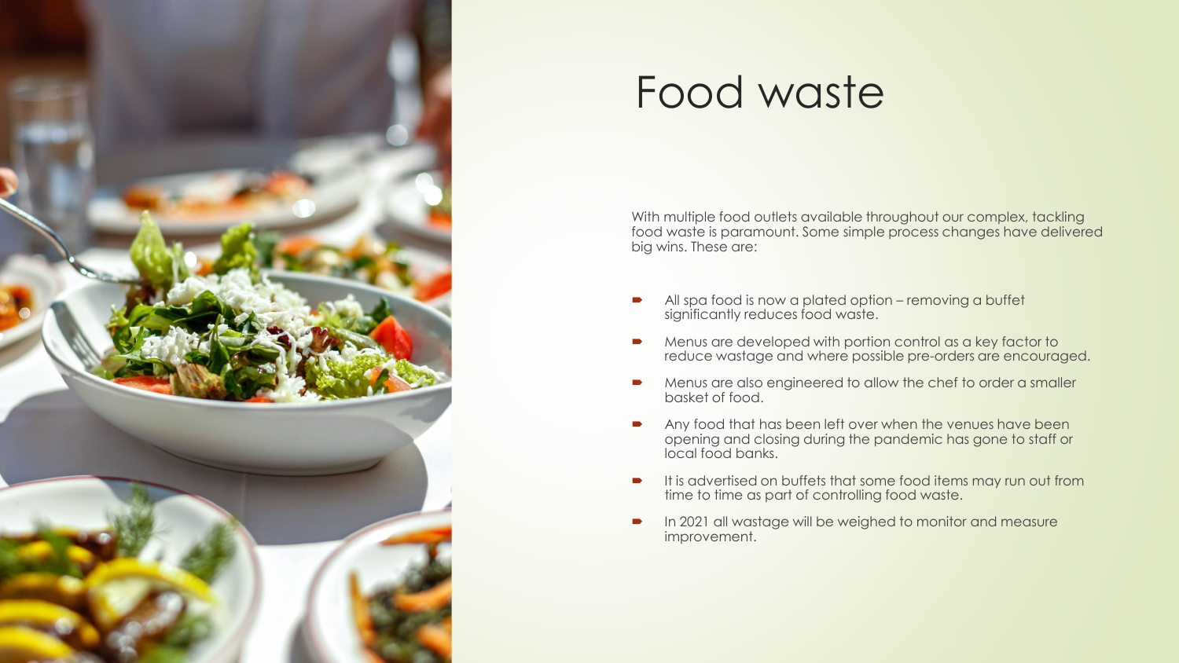# Food waste

With multiple food outlets available throughout our complex, tackling food waste is paramount. Some simple process changes have delivered big wins. These are:

- All spa food is now a plated option – removing a buffet significantly reduces food waste.
- Menus are developed with portion control as a key factor to reduce wastage and where possible pre-orders are encouraged.
- Menus are also engineered to allow the chef to order a smaller basket of food.
- Any food that has been left over when the venues have been opening and closing during the pandemic has gone to staff or local food banks.
- It is advertised on buffets that some food items may run out from time to time as part of controlling food waste.
- In 2021 all wastage will be weighed to monitor and measure improvement.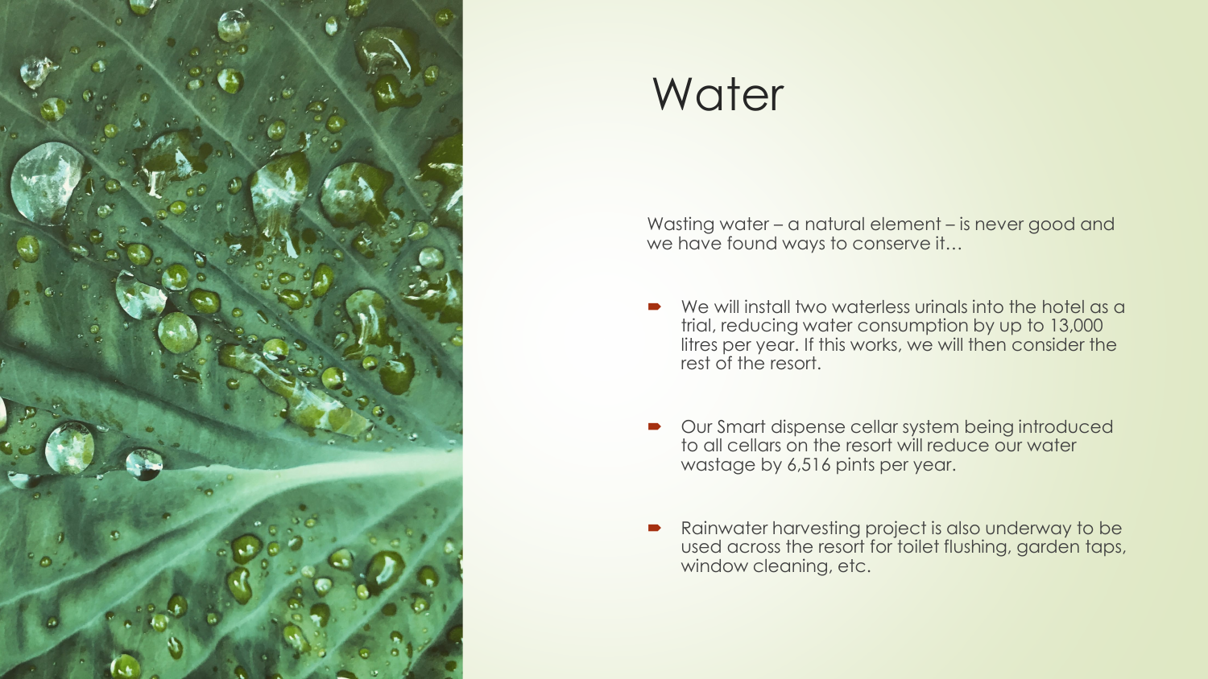# Water

Wasting water – a natural element – is never good and we have found ways to conserve it…

- We will install two waterless urinals into the hotel as a trial, reducing water consumption by up to 13,000 litres per year. If this works, we will then consider the rest of the resort.
- Our Smart dispense cellar system being introduced to all cellars on the resort will reduce our water wastage by 6,516 pints per year.
- Rainwater harvesting project is also underway to be used across the resort for toilet flushing, garden taps, window cleaning, etc.